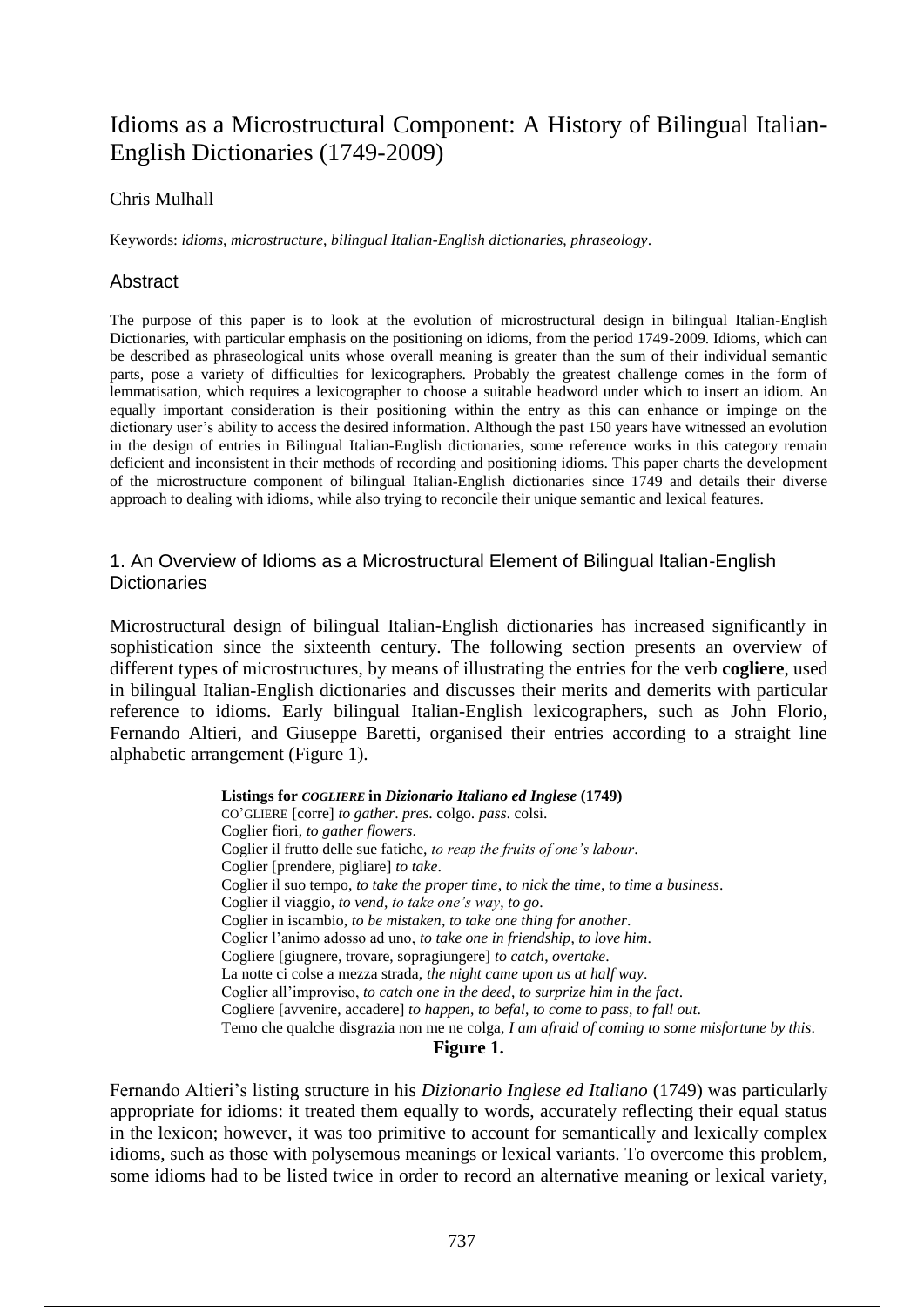# Idioms as a Microstructural Component: A History of Bilingual Italian-English Dictionaries (1749-2009)

Chris Mulhall

Keywords: *idioms*, *microstructure*, *bilingual Italian-English dictionaries*, *phraseology*.

## Abstract

The purpose of this paper is to look at the evolution of microstructural design in bilingual Italian-English Dictionaries, with particular emphasis on the positioning on idioms, from the period 1749-2009. Idioms, which can be described as phraseological units whose overall meaning is greater than the sum of their individual semantic parts, pose a variety of difficulties for lexicographers. Probably the greatest challenge comes in the form of lemmatisation, which requires a lexicographer to choose a suitable headword under which to insert an idiom. An equally important consideration is their positioning within the entry as this can enhance or impinge on the dictionary user's ability to access the desired information. Although the past 150 years have witnessed an evolution in the design of entries in Bilingual Italian-English dictionaries, some reference works in this category remain deficient and inconsistent in their methods of recording and positioning idioms. This paper charts the development of the microstructure component of bilingual Italian-English dictionaries since 1749 and details their diverse approach to dealing with idioms, while also trying to reconcile their unique semantic and lexical features.

## 1. An Overview of Idioms as a Microstructural Element of Bilingual Italian-English Dictionaries

Microstructural design of bilingual Italian-English dictionaries has increased significantly in sophistication since the sixteenth century. The following section presents an overview of different types of microstructures, by means of illustrating the entries for the verb **cogliere**, used in bilingual Italian-English dictionaries and discusses their merits and demerits with particular reference to idioms. Early bilingual Italian-English lexicographers, such as John Florio, Fernando Altieri, and Giuseppe Baretti, organised their entries according to a straight line alphabetic arrangement (Figure 1).

**Listings for *COGLIERE* in *Dizionario Italiano ed Inglese* (1749)**
CO'GLIERE [corre] *to gather*. *pres.* colgo. *pass.* colsi.
Coglier fiori, *to gather flowers*.
Coglier il frutto delle sue fatiche, *to reap the fruits of one's labour*.
Coglier [prendere, pigliare] *to take*.
Coglier il suo tempo, *to take the proper time*, *to nick the time*, *to time a business*.
Coglier il viaggio, *to vend*, *to take one's way*, *to go*.
Coglier in iscambio, *to be mistaken*, *to take one thing for another*.
Coglier l'animo adosso ad uno, *to take one in friendship*, *to love him*.
Cogliere [giugnere, trovare, sopragiungere] *to catch*, *overtake*.
La notte ci colse a mezza strada, *the night came upon us at half way*.
Coglier all'improviso, *to catch one in the deed*, *to surprize him in the fact*.
Cogliere [avvenire, accadere] *to happen*, *to befal*, *to come to pass*, *to fall out*.
Temo che qualche disgrazia non me ne colga, *I am afraid of coming to some misfortune by this*.

**Figure 1.**

Fernando Altieri's listing structure in his *Dizionario Inglese ed Italiano* (1749) was particularly appropriate for idioms: it treated them equally to words, accurately reflecting their equal status in the lexicon; however, it was too primitive to account for semantically and lexically complex idioms, such as those with polysemous meanings or lexical variants. To overcome this problem, some idioms had to be listed twice in order to record an alternative meaning or lexical variety,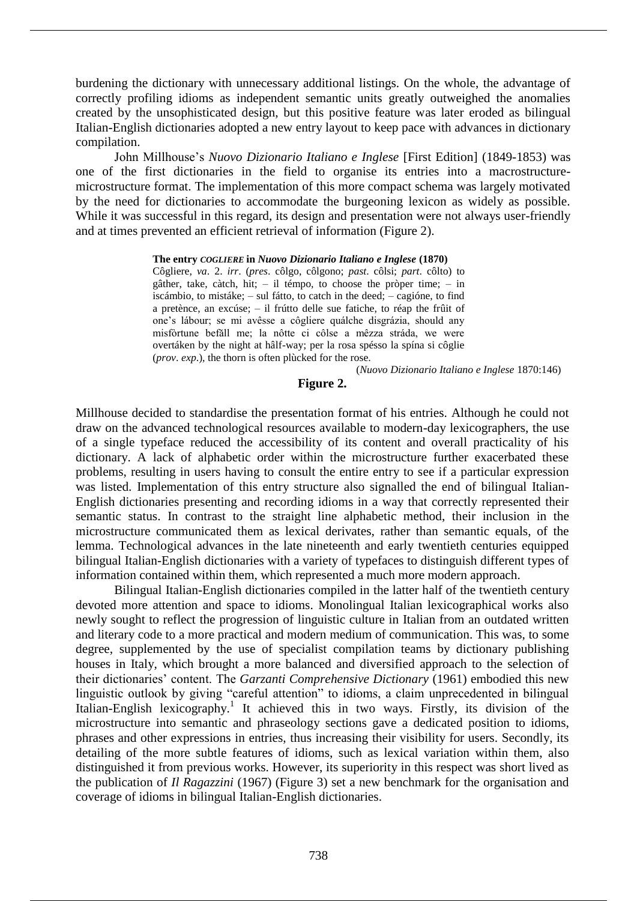burdening the dictionary with unnecessary additional listings. On the whole, the advantage of correctly profiling idioms as independent semantic units greatly outweighed the anomalies created by the unsophisticated design, but this positive feature was later eroded as bilingual Italian-English dictionaries adopted a new entry layout to keep pace with advances in dictionary compilation.

John Millhouse's *Nuovo Dizionario Italiano e Inglese* [First Edition] (1849-1853) was one of the first dictionaries in the field to organise its entries into a macrostructure-microstructure format. The implementation of this more compact schema was largely motivated by the need for dictionaries to accommodate the burgeoning lexicon as widely as possible. While it was successful in this regard, its design and presentation were not always user-friendly and at times prevented an efficient retrieval of information (Figure 2).

> **The entry *COGLIERE* in *Nuovo Dizionario Italiano e Inglese* (1870)**
>
> Côgliere, *va*. 2. *irr*. (*pres*. côlgo, côlgono; *past*. côlsi; *part*. côlto) to gâther, take, càtch, hit; – il témpo, to choose the pròper time; – in iscámbio, to mistáke; – sul fátto, to catch in the deed; – cagióne, to find a pretènce, an excúse; – il frútto delle sue fatiche, to réap the frûit of one's lábour; se mi avêsse a côgliere quálche disgrázia, should any misfòrtune befăll me; la nôtte ci côlse a mêzza stráda, we were overtáken by the night at hâlf-way; per la rosa spésso la spína si côglie (*prov*. *exp*.), the thorn is often plùcked for the rose.
>
> (*Nuovo Dizionario Italiano e Inglese* 1870:146)

**Figure 2.**

Millhouse decided to standardise the presentation format of his entries. Although he could not draw on the advanced technological resources available to modern-day lexicographers, the use of a single typeface reduced the accessibility of its content and overall practicality of his dictionary. A lack of alphabetic order within the microstructure further exacerbated these problems, resulting in users having to consult the entire entry to see if a particular expression was listed. Implementation of this entry structure also signalled the end of bilingual Italian-English dictionaries presenting and recording idioms in a way that correctly represented their semantic status. In contrast to the straight line alphabetic method, their inclusion in the microstructure communicated them as lexical derivates, rather than semantic equals, of the lemma. Technological advances in the late nineteenth and early twentieth centuries equipped bilingual Italian-English dictionaries with a variety of typefaces to distinguish different types of information contained within them, which represented a much more modern approach.

Bilingual Italian-English dictionaries compiled in the latter half of the twentieth century devoted more attention and space to idioms. Monolingual Italian lexicographical works also newly sought to reflect the progression of linguistic culture in Italian from an outdated written and literary code to a more practical and modern medium of communication. This was, to some degree, supplemented by the use of specialist compilation teams by dictionary publishing houses in Italy, which brought a more balanced and diversified approach to the selection of their dictionaries' content. The *Garzanti Comprehensive Dictionary* (1961) embodied this new linguistic outlook by giving "careful attention" to idioms, a claim unprecedented in bilingual Italian-English lexicography.[1] It achieved this in two ways. Firstly, its division of the microstructure into semantic and phraseology sections gave a dedicated position to idioms, phrases and other expressions in entries, thus increasing their visibility for users. Secondly, its detailing of the more subtle features of idioms, such as lexical variation within them, also distinguished it from previous works. However, its superiority in this respect was short lived as the publication of *Il Ragazzini* (1967) (Figure 3) set a new benchmark for the organisation and coverage of idioms in bilingual Italian-English dictionaries.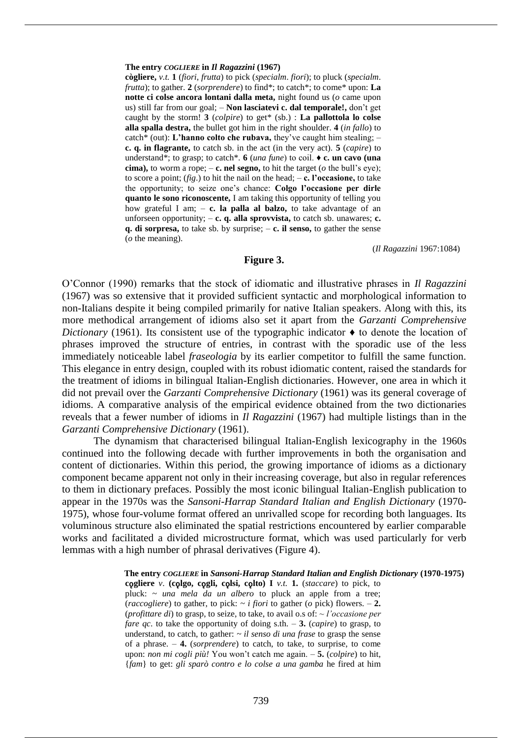**The entry *COGLIERE* in *Il Ragazzini* (1967)**

**cògliere,** *v.t.* **1** (*fiori*, *frutta*) to pick (*specialm*. *fiori*); to pluck (*specialm*. *frutta*); to gather. **2** (*sorprendere*) to find*; to catch*; to come* upon: **La notte ci colse ancora lontani dalla meta,** night found us (*o* came upon us) still far from our goal; – **Non lasciatevi c. dal temporale!,** don't get caught by the storm! **3** (*colpire*) to get* (sb.) : **La pallottola lo colse alla spalla destra,** the bullet got him in the right shoulder. **4** (*in fallo*) to catch* (out): **L'hanno colto che rubava,** they've caught him stealing; – **c. q. in flagrante,** to catch sb. in the act (in the very act). **5** (*capire*) to understand*; to grasp; to catch*. **6** (*una fune*) to coil. ♦ **c. un cavo (una cima),** to worm a rope; – **c. nel segno,** to hit the target (*o* the bull's eye); to score a point; (*fig*.) to hit the nail on the head; – **c. l'occasione,** to take the opportunity; to seize one's chance: **Colgo l'occasione per dirle quanto le sono riconoscente,** I am taking this opportunity of telling you how grateful I am; – **c. la palla al balzo,** to take advantage of an unforseen opportunity; – **c. q. alla sprovvista,** to catch sb. unawares; **c. q. di sorpresa,** to take sb. by surprise; – **c. il senso,** to gather the sense (*o* the meaning).

(*Il Ragazzini* 1967:1084)

**Figure 3.**

O'Connor (1990) remarks that the stock of idiomatic and illustrative phrases in *Il Ragazzini* (1967) was so extensive that it provided sufficient syntactic and morphological information to non-Italians despite it being compiled primarily for native Italian speakers. Along with this, its more methodical arrangement of idioms also set it apart from the *Garzanti Comprehensive Dictionary* (1961). Its consistent use of the typographic indicator ♦ to denote the location of phrases improved the structure of entries, in contrast with the sporadic use of the less immediately noticeable label *fraseologia* by its earlier competitor to fulfill the same function. This elegance in entry design, coupled with its robust idiomatic content, raised the standards for the treatment of idioms in bilingual Italian-English dictionaries. However, one area in which it did not prevail over the *Garzanti Comprehensive Dictionary* (1961) was its general coverage of idioms. A comparative analysis of the empirical evidence obtained from the two dictionaries reveals that a fewer number of idioms in *Il Ragazzini* (1967) had multiple listings than in the *Garzanti Comprehensive Dictionary* (1961).

The dynamism that characterised bilingual Italian-English lexicography in the 1960s continued into the following decade with further improvements in both the organisation and content of dictionaries. Within this period, the growing importance of idioms as a dictionary component became apparent not only in their increasing coverage, but also in regular references to them in dictionary prefaces. Possibly the most iconic bilingual Italian-English publication to appear in the 1970s was the *Sansoni-Harrap Standard Italian and English Dictionary* (1970-1975), whose four-volume format offered an unrivalled scope for recording both languages. Its voluminous structure also eliminated the spatial restrictions encountered by earlier comparable works and facilitated a divided microstructure format, which was used particularly for verb lemmas with a high number of phrasal derivatives (Figure 4).

**The entry *COGLIERE* in *Sansoni-Harrap Standard Italian and English Dictionary* (1970-1975)**

**cọgliere** *v*. **(cọlgo, cọgli, cọlsi, cọlto) I** *v.t.* **1.** (*staccare*) to pick, to pluck: ~ *una mela da un albero* to pluck an apple from a tree; (*raccogliere*) to gather, to pick: ~ *i fiori* to gather (*o* pick) flowers. – **2.** (*profittare di*) to grasp, to seize, to take, to avail o.s of: ~ *l'occasione per fare qc*. to take the opportunity of doing s.th. – **3.** (*capire*) to grasp, to understand, to catch, to gather: ~ *il senso di una frase* to grasp the sense of a phrase. – **4.** (*sorprendere*) to catch, to take, to surprise, to come upon: *non mi cogli più!* You won't catch me again. – **5.** (*colpire*) to hit, {*fam*} to get: *gli sparò contro e lo colse a una gamba* he fired at him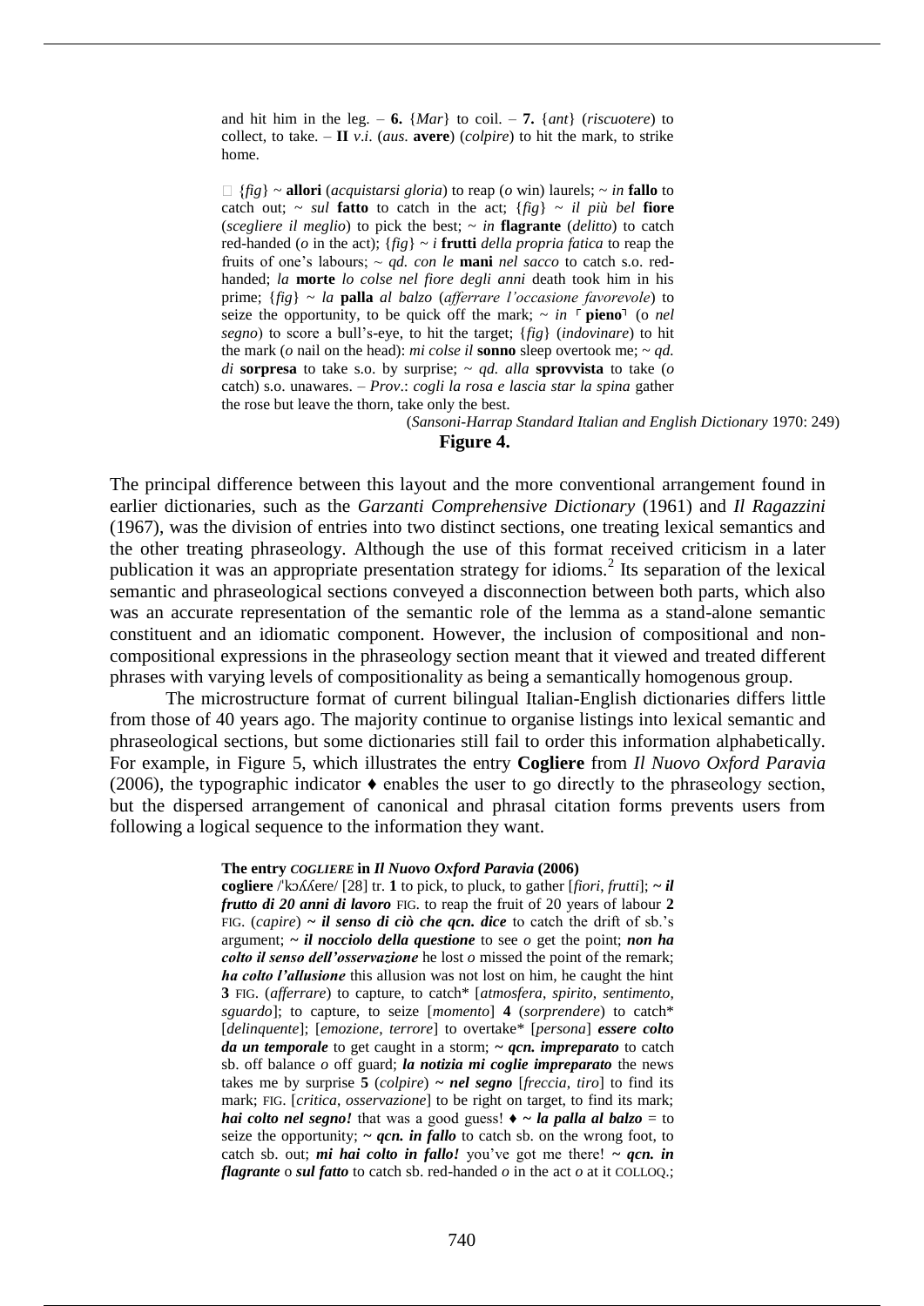and hit him in the leg. – **6.** {*Mar*} to coil. – **7.** {*ant*} (*riscuotere*) to collect, to take. – **II** *v.i.* (*aus.* **avere**) (*colpire*) to hit the mark, to strike home.

□ {*fig*} ~ **allori** (*acquistarsi gloria*) to reap (*o* win) laurels; ~ *in* **fallo** to catch out; ~ *sul* **fatto** to catch in the act; {*fig*} ~ *il più bel* **fiore** (*scegliere il meglio*) to pick the best; ~ *in* **flagrante** (*delitto*) to catch red-handed (*o* in the act); {*fig*} ~ *i* **frutti** *della propria fatica* to reap the fruits of one's labours; ~ *qd. con le* **mani** *nel sacco* to catch s.o. red-handed; *la* **morte** *lo colse nel fiore degli anni* death took him in his prime; {*fig*} ~ *la* **palla** *al balzo* (*afferrare l'occasione favorevole*) to seize the opportunity, to be quick off the mark; ~ *in* ⌜**pieno**⌝ (o *nel segno*) to score a bull's-eye, to hit the target; {*fig*} (*indovinare*) to hit the mark (*o* nail on the head): *mi colse il* **sonno** sleep overtook me; ~ *qd. di* **sorpresa** to take s.o. by surprise; ~ *qd. alla* **sprovvista** to take (*o* catch) s.o. unawares. – *Prov*.: *cogli la rosa e lascia star la spina* gather the rose but leave the thorn, take only the best.

(*Sansoni-Harrap Standard Italian and English Dictionary* 1970: 249)

**Figure 4.**

The principal difference between this layout and the more conventional arrangement found in earlier dictionaries, such as the *Garzanti Comprehensive Dictionary* (1961) and *Il Ragazzini* (1967), was the division of entries into two distinct sections, one treating lexical semantics and the other treating phraseology. Although the use of this format received criticism in a later publication it was an appropriate presentation strategy for idioms.[2] Its separation of the lexical semantic and phraseological sections conveyed a disconnection between both parts, which also was an accurate representation of the semantic role of the lemma as a stand-alone semantic constituent and an idiomatic component. However, the inclusion of compositional and non-compositional expressions in the phraseology section meant that it viewed and treated different phrases with varying levels of compositionality as being a semantically homogenous group.

The microstructure format of current bilingual Italian-English dictionaries differs little from those of 40 years ago. The majority continue to organise listings into lexical semantic and phraseological sections, but some dictionaries still fail to order this information alphabetically. For example, in Figure 5, which illustrates the entry **Cogliere** from *Il Nuovo Oxford Paravia* (2006), the typographic indicator ♦ enables the user to go directly to the phraseology section, but the dispersed arrangement of canonical and phrasal citation forms prevents users from following a logical sequence to the information they want.

**The entry *COGLIERE* in *Il Nuovo Oxford Paravia* (2006)**

**cogliere** /ˈkɔʎʎere/ [28] tr. **1** to pick, to pluck, to gather [*fiori*, *frutti*]; ***~ il frutto di 20 anni di lavoro*** FIG. to reap the fruit of 20 years of labour **2** FIG. (*capire*) ***~ il senso di ciò che qcn. dice*** to catch the drift of sb.'s argument; ***~ il nocciolo della questione*** to see *o* get the point; ***non ha colto il senso dell'osservazione*** he lost *o* missed the point of the remark; ***ha colto l'allusione*** this allusion was not lost on him, he caught the hint **3** FIG. (*afferrare*) to capture, to catch* [*atmosfera*, *spirito*, *sentimento*, *sguardo*]; to capture, to seize [*momento*] **4** (*sorprendere*) to catch* [*delinquente*]; [*emozione*, *terrore*] to overtake* [*persona*] ***essere colto da un temporale*** to get caught in a storm; ***~ qcn. impreparato*** to catch sb. off balance *o* off guard; ***la notizia mi coglie impreparato*** the news takes me by surprise **5** (*colpire*) ***~ nel segno*** [*freccia*, *tiro*] to find its mark; FIG. [*critica*, *osservazione*] to be right on target, to find its mark; ***hai colto nel segno!*** that was a good guess! ♦ ***~ la palla al balzo*** = to seize the opportunity; ***~ qcn. in fallo*** to catch sb. on the wrong foot, to catch sb. out; ***mi hai colto in fallo!*** you've got me there! ***~ qcn. in flagrante*** o ***sul fatto*** to catch sb. red-handed *o* in the act *o* at it COLLOQ.;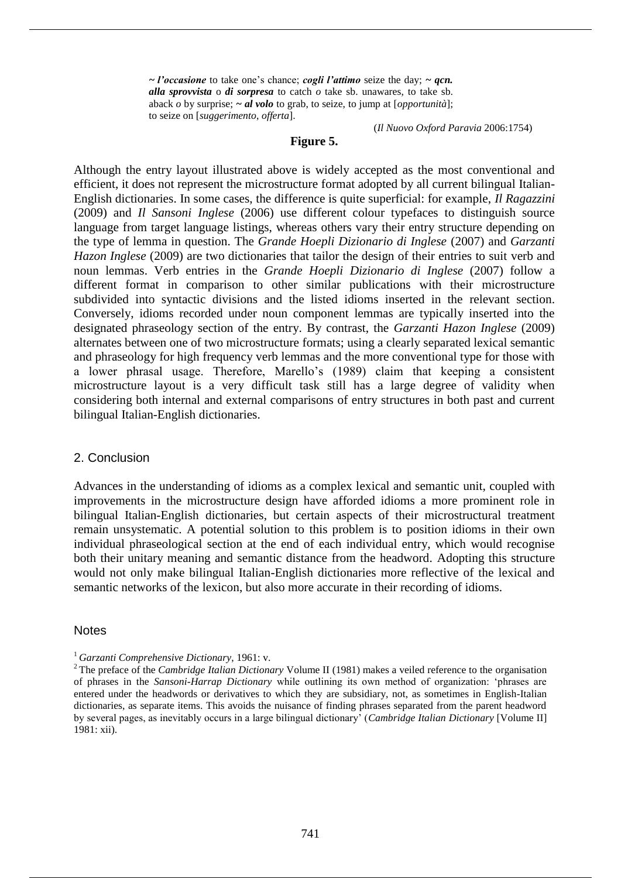*~ l'occasione* to take one's chance; ***cogli l'attimo*** seize the day; ***~ qcn. alla sprovvista*** o ***di sorpresa*** to catch *o* take sb. unawares, to take sb. aback *o* by surprise; ***~ al volo*** to grab, to seize, to jump at [*opportunità*]; to seize on [*suggerimento*, *offerta*].

(*Il Nuovo Oxford Paravia* 2006:1754)

**Figure 5.**

Although the entry layout illustrated above is widely accepted as the most conventional and efficient, it does not represent the microstructure format adopted by all current bilingual Italian-English dictionaries. In some cases, the difference is quite superficial: for example, *Il Ragazzini* (2009) and *Il Sansoni Inglese* (2006) use different colour typefaces to distinguish source language from target language listings, whereas others vary their entry structure depending on the type of lemma in question. The *Grande Hoepli Dizionario di Inglese* (2007) and *Garzanti Hazon Inglese* (2009) are two dictionaries that tailor the design of their entries to suit verb and noun lemmas. Verb entries in the *Grande Hoepli Dizionario di Inglese* (2007) follow a different format in comparison to other similar publications with their microstructure subdivided into syntactic divisions and the listed idioms inserted in the relevant section. Conversely, idioms recorded under noun component lemmas are typically inserted into the designated phraseology section of the entry. By contrast, the *Garzanti Hazon Inglese* (2009) alternates between one of two microstructure formats; using a clearly separated lexical semantic and phraseology for high frequency verb lemmas and the more conventional type for those with a lower phrasal usage. Therefore, Marello's (1989) claim that keeping a consistent microstructure layout is a very difficult task still has a large degree of validity when considering both internal and external comparisons of entry structures in both past and current bilingual Italian-English dictionaries.

## 2. Conclusion

Advances in the understanding of idioms as a complex lexical and semantic unit, coupled with improvements in the microstructure design have afforded idioms a more prominent role in bilingual Italian-English dictionaries, but certain aspects of their microstructural treatment remain unsystematic. A potential solution to this problem is to position idioms in their own individual phraseological section at the end of each individual entry, which would recognise both their unitary meaning and semantic distance from the headword. Adopting this structure would not only make bilingual Italian-English dictionaries more reflective of the lexical and semantic networks of the lexicon, but also more accurate in their recording of idioms.

## Notes

[1] *Garzanti Comprehensive Dictionary*, 1961: v.

[2] The preface of the *Cambridge Italian Dictionary* Volume II (1981) makes a veiled reference to the organisation of phrases in the *Sansoni-Harrap Dictionary* while outlining its own method of organization: 'phrases are entered under the headwords or derivatives to which they are subsidiary, not, as sometimes in English-Italian dictionaries, as separate items. This avoids the nuisance of finding phrases separated from the parent headword by several pages, as inevitably occurs in a large bilingual dictionary' (*Cambridge Italian Dictionary* [Volume II] 1981: xii).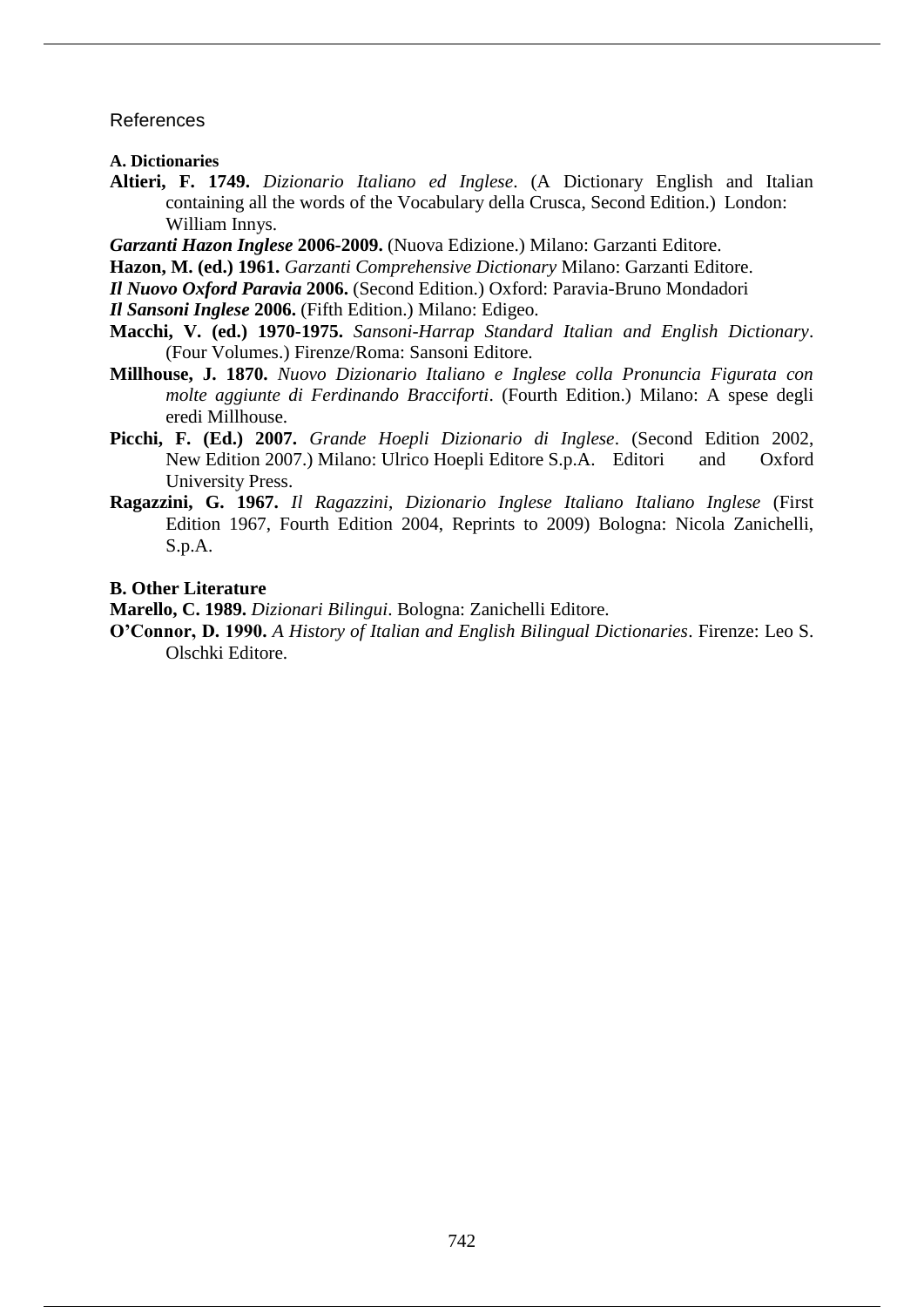## References

### A. Dictionaries

**Altieri, F. 1749.** *Dizionario Italiano ed Inglese*. (A Dictionary English and Italian containing all the words of the Vocabulary della Crusca, Second Edition.) London: William Innys.

***Garzanti Hazon Inglese* 2006-2009.** (Nuova Edizione.) Milano: Garzanti Editore.

**Hazon, M. (ed.) 1961.** *Garzanti Comprehensive Dictionary* Milano: Garzanti Editore.

***Il Nuovo Oxford Paravia* 2006.** (Second Edition.) Oxford: Paravia-Bruno Mondadori

***Il Sansoni Inglese* 2006.** (Fifth Edition.) Milano: Edigeo.

**Macchi, V. (ed.) 1970-1975.** *Sansoni-Harrap Standard Italian and English Dictionary*. (Four Volumes.) Firenze/Roma: Sansoni Editore.

**Millhouse, J. 1870.** *Nuovo Dizionario Italiano e Inglese colla Pronuncia Figurata con molte aggiunte di Ferdinando Bracciforti*. (Fourth Edition.) Milano: A spese degli eredi Millhouse.

**Picchi, F. (Ed.) 2007.** *Grande Hoepli Dizionario di Inglese*. (Second Edition 2002, New Edition 2007.) Milano: Ulrico Hoepli Editore S.p.A. Editori and Oxford University Press.

**Ragazzini, G. 1967.** *Il Ragazzini, Dizionario Inglese Italiano Italiano Inglese* (First Edition 1967, Fourth Edition 2004, Reprints to 2009) Bologna: Nicola Zanichelli, S.p.A.

### B. Other Literature

**Marello, C. 1989.** *Dizionari Bilingui*. Bologna: Zanichelli Editore.

**O'Connor, D. 1990.** *A History of Italian and English Bilingual Dictionaries*. Firenze: Leo S. Olschki Editore.